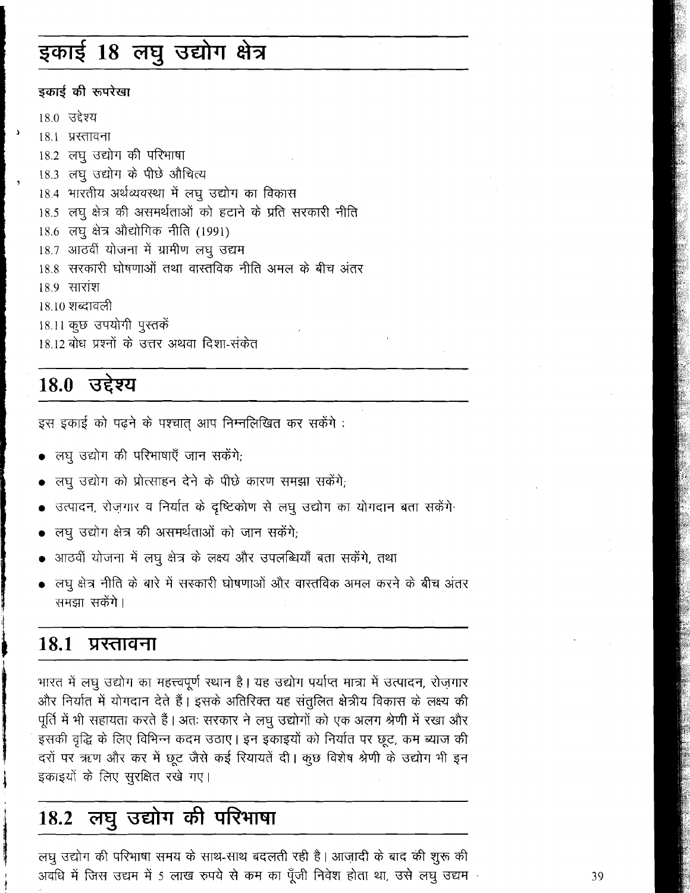# इकाई 18 लघु उद्योग क्षेत्र

**इकाई की रूपरेखा**

18.0 उद्देश्य
18.1 प्रस्तावना
18.2 लघु उद्योग की परिभाषा
18.3 लघु उद्योग के पीछे औचित्य
18.4 भारतीय अर्थव्यवस्था में लघु उद्योग का विकास
18.5 लघु क्षेत्र की असमर्थताओं को हटाने के प्रति सरकारी नीति
18.6 लघु क्षेत्र औद्योगिक नीति (1991)
18.7 आठवीं योजना में ग्रामीण लघु उद्यम
18.8 सरकारी घोषणाओं तथा वास्तविक नीति अमल के बीच अंतर
18.9 सारांश
18.10 शब्दावली
18.11 कुछ उपयोगी पुस्तकें
18.12 बोध प्रश्नों के उत्तर अथवा दिशा-संकेत

## 18.0 उद्देश्य

इस इकाई को पढ़ने के पश्चात् आप निम्नलिखित कर सकेंगे :

- लघु उद्योग की परिभाषाएँ जान सकेंगे;
- लघु उद्योग को प्रोत्साहन देने के पीछे कारण समझा सकेंगे;
- उत्पादन, रोज़गार व निर्यात के दृष्टिकोण से लघु उद्योग का योगदान बता सकेंगे·
- लघु उद्योग क्षेत्र की असमर्थताओं को जान सकेंगे;
- आठवीं योजना में लघु क्षेत्र के लक्ष्य और उपलब्धियाँ बता सकेंगे, तथा
- लघु क्षेत्र नीति के बारे में सरकारी घोषणाओं और वास्तविक अमल करने के बीच अंतर समझा सकेंगे।

## 18.1 प्रस्तावना

भारत में लघु उद्योग का महत्त्वपूर्ण स्थान है। यह उद्योग पर्याप्त मात्रा में उत्पादन, रोज़गार और निर्यात में योगदान देते हैं। इसके अतिरिक्त यह संतुलित क्षेत्रीय विकास के लक्ष्य की पूर्ति में भी सहायता करते हैं। अतः सरकार ने लघु उद्योगों को एक अलग श्रेणी में रखा और इसकी वृद्धि के लिए विभिन्न कदम उठाए। इन इकाइयों को निर्यात पर छूट, कम ब्याज की दरों पर ऋण और कर में छूट जैसे कई रियायतें दी। कुछ विशेष श्रेणी के उद्योग भी इन इकाइयों के लिए सुरक्षित रखे गए।

## 18.2 लघु उद्योग की परिभाषा

लघु उद्योग की परिभाषा समय के साथ-साथ बदलती रही है। आज़ादी के बाद की शुरू की अवधि में जिस उद्यम में 5 लाख रुपये से कम का पूँजी निवेश होता था, उसे लघु उद्यम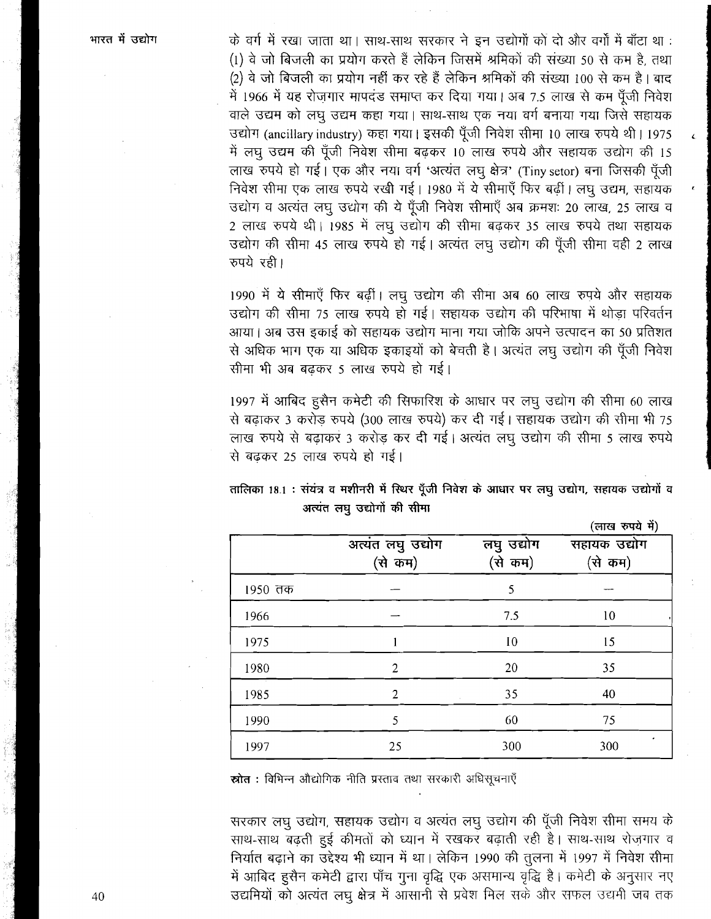के वर्ग में रखा जाता था। साथ-साथ सरकार ने इन उद्योगों को दो और वर्गों में बाँटा था : (1) वे जो बिजली का प्रयोग करते हैं लेकिन जिसमें श्रमिकों की संख्या 50 से कम है, तथा (2) वे जो बिजली का प्रयोग नहीं कर रहे हैं लेकिन श्रमिकों की संख्या 100 से कम है। बाद में 1966 में यह रोज़गार मापदंड समाप्त कर दिया गया। अब 7.5 लाख से कम पूँजी निवेश वाले उद्यम को लघु उद्यम कहा गया। साथ-साथ एक नया वर्ग बनाया गया जिसे सहायक उद्योग (ancillary industry) कहा गया। इसकी पूँजी निवेश सीमा 10 लाख रुपये थी। 1975 में लघु उद्यम की पूँजी निवेश सीमा बढ़कर 10 लाख रुपये और सहायक उद्योग की 15 लाख रुपये हो गई। एक और नया वर्ग 'अत्यंत लघु क्षेत्र' (Tiny setor) बना जिसकी पूँजी निवेश सीमा एक लाख रुपये रखी गई। 1980 में ये सीमाएँ फिर बढ़ीं। लघु उद्यम, सहायक उद्योग व अत्यंत लघु उद्योग की ये पूँजी निवेश सीमाएँ अब क्रमशः 20 लाख, 25 लाख व 2 लाख रुपये थी। 1985 में लघु उद्योग की सीमा बढ़कर 35 लाख रुपये तथा सहायक उद्योग की सीमा 45 लाख रुपये हो गई। अत्यंत लघु उद्योग की पूँजी सीमा वही 2 लाख रुपये रही।

1990 में ये सीमाएँ फिर बढ़ीं। लघु उद्योग की सीमा अब 60 लाख रुपये और सहायक उद्योग की सीमा 75 लाख रुपये हो गई। सहायक उद्योग की परिभाषा में थोड़ा परिवर्तन आया। अब उस इकाई को सहायक उद्योग माना गया जोकि अपने उत्पादन का 50 प्रतिशत से अधिक भाग एक या अधिक इकाइयों को बेचती है। अत्यंत लघु उद्योग की पूँजी निवेश सीमा भी अब बढ़कर 5 लाख रुपये हो गई।

1997 में आबिद हुसैन कमेटी की सिफारिश के आधार पर लघु उद्योग की सीमा 60 लाख से बढ़ाकर 3 करोड़ रुपये (300 लाख रुपये) कर दी गई। सहायक उद्योग की सीमा भी 75 लाख रुपये से बढ़ाकर 3 करोड़ कर दी गई। अत्यंत लघु उद्योग की सीमा 5 लाख रुपये से बढ़कर 25 लाख रुपये हो गई।

**तालिका 18.1 : संयंत्र व मशीनरी में स्थिर पूँजी निवेश के आधार पर लघु उद्योग, सहायक उद्योगों व अत्यंत लघु उद्योगों की सीमा**

(लाख रुपये में)

| | अत्यंत लघु उद्योग (से कम) | लघु उद्योग (से कम) | सहायक उद्योग (से कम) |
|---|---|---|---|
| 1950 तक | — | 5 | — |
| 1966 | — | 7.5 | 10 |
| 1975 | 1 | 10 | 15 |
| 1980 | 2 | 20 | 35 |
| 1985 | 2 | 35 | 40 |
| 1990 | 5 | 60 | 75 |
| 1997 | 25 | 300 | 300 |

**स्रोत** : विभिन्न औद्योगिक नीति प्रस्ताव तथा सरकारी अधिसूचनाएँ

सरकार लघु उद्योग, सहायक उद्योग व अत्यंत लघु उद्योग की पूँजी निवेश सीमा समय के साथ-साथ बढ़ती हुई कीमतों को ध्यान में रखकर बढ़ाती रही है। साथ-साथ रोज़गार व निर्यात बढ़ाने का उद्देश्य भी ध्यान में था। लेकिन 1990 की तुलना में 1997 में निवेश सीमा में आबिद हुसैन कमेटी द्वारा पाँच गुना वृद्धि एक असमान्य वृद्धि है। कमेटी के अनुसार नए उद्यमियों को अत्यंत लघु क्षेत्र में आसानी से प्रवेश मिल सके और सफल उद्यमी जब तक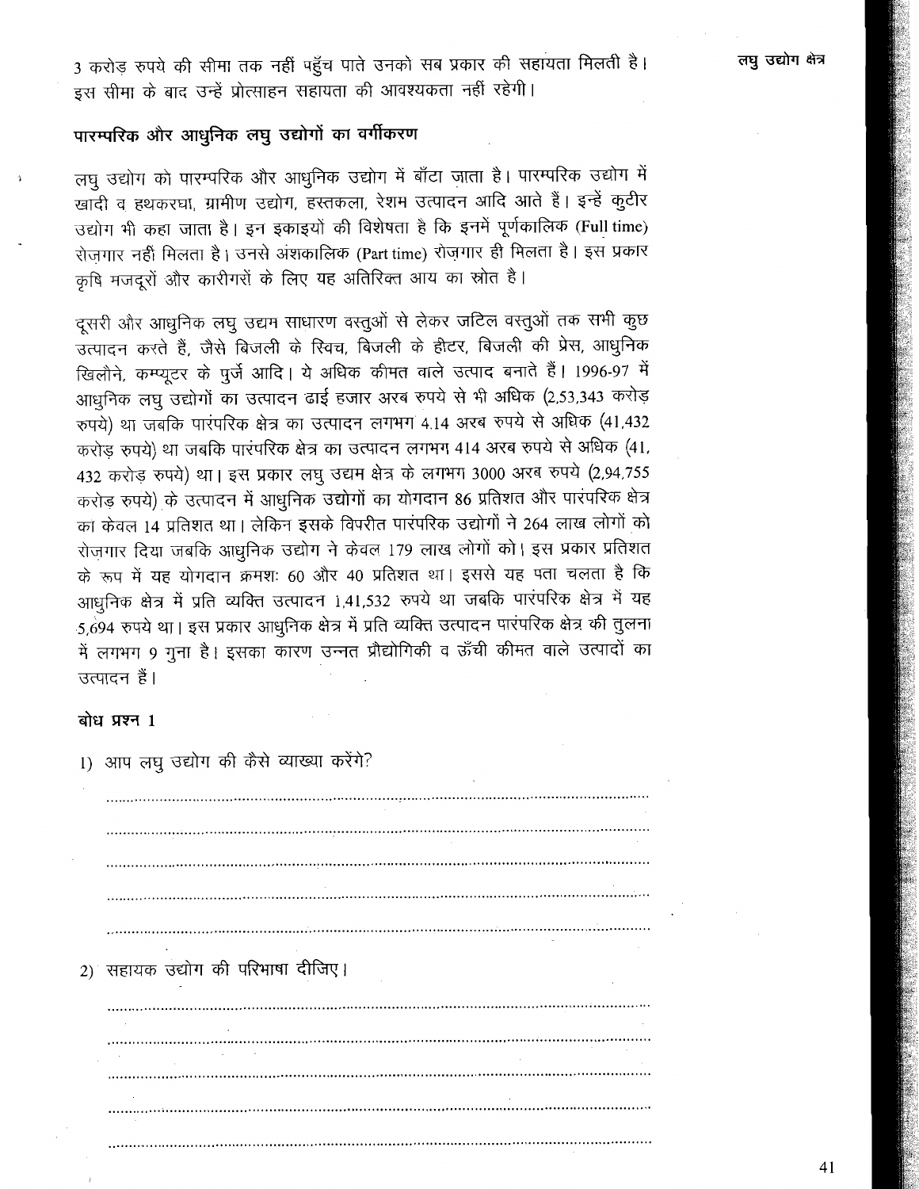3 करोड़ रुपये की सीमा तक नहीं पहुँच पाते उनको सब प्रकार की सहायता मिलती है। इस सीमा के बाद उन्हें प्रोत्साहन सहायता की आवश्यकता नहीं रहेगी।

## पारम्परिक और आधुनिक लघु उद्योगों का वर्गीकरण

लघु उद्योग को पारम्परिक और आधुनिक उद्योग में बाँटा जाता है। पारम्परिक उद्योग में खादी व हथकरघा, ग्रामीण उद्योग, हस्तकला, रेशम उत्पादन आदि आते हैं। इन्हें कुटीर उद्योग भी कहा जाता है। इन इकाइयों की विशेषता है कि इनमें पूर्णकालिक (Full time) रोज़गार नहीं मिलता है। उनसे अंशकालिक (Part time) रोज़गार ही मिलता है। इस प्रकार कृषि मजदूरों और कारीगरों के लिए यह अतिरिक्त आय का स्रोत है।

दूसरी ओर आधुनिक लघु उद्यम साधारण वस्तुओं से लेकर जटिल वस्तुओं तक सभी कुछ उत्पादन करते हैं, जैसे बिजली के स्विच, बिजली के हीटर, बिजली की प्रेस, आधुनिक खिलौने, कम्प्यूटर के पुर्जे आदि। ये अधिक कीमत वाले उत्पाद बनाते हैं। 1996-97 में आधुनिक लघु उद्योगों का उत्पादन ढाई हजार अरब रुपये से भी अधिक (2,53,343 करोड़ रुपये) था जबकि पारंपरिक क्षेत्र का उत्पादन लगभग 4.14 अरब रुपये से अधिक (41,432 करोड़ रुपये) था जबकि पारंपरिक क्षेत्र का उत्पादन लगभग 414 अरब रुपये से अधिक (41, 432 करोड़ रुपये) था। इस प्रकार लघु उद्यम क्षेत्र के लगभग 3000 अरब रुपये (2,94,755 करोड़ रुपये) के उत्पादन में आधुनिक उद्योगों का योगदान 86 प्रतिशत और पारंपरिक क्षेत्र का केवल 14 प्रतिशत था। लेकिन इसके विपरीत पारंपरिक उद्योगों ने 264 लाख लोगों को रोज़गार दिया जबकि आधुनिक उद्योग ने केवल 179 लाख लोगों को। इस प्रकार प्रतिशत के रूप में यह योगदान क्रमशः 60 और 40 प्रतिशत था। इससे यह पता चलता है कि आधुनिक क्षेत्र में प्रति व्यक्ति उत्पादन 1,41,532 रुपये था जबकि पारंपरिक क्षेत्र में यह 5,694 रुपये था। इस प्रकार आधुनिक क्षेत्र में प्रति व्यक्ति उत्पादन पारंपरिक क्षेत्र की तुलना में लगभग 9 गुना है। इसका कारण उन्नत प्रौद्योगिकी व ऊँची कीमत वाले उत्पादों का उत्पादन हैं।

### बोध प्रश्न 1

1) आप लघु उद्योग की कैसे व्याख्या करेंगे?

..............................................................................................................

..............................................................................................................

..............................................................................................................

..............................................................................................................

..............................................................................................................

2) सहायक उद्योग की परिभाषा दीजिए।

..............................................................................................................

..............................................................................................................

..............................................................................................................

..............................................................................................................

..............................................................................................................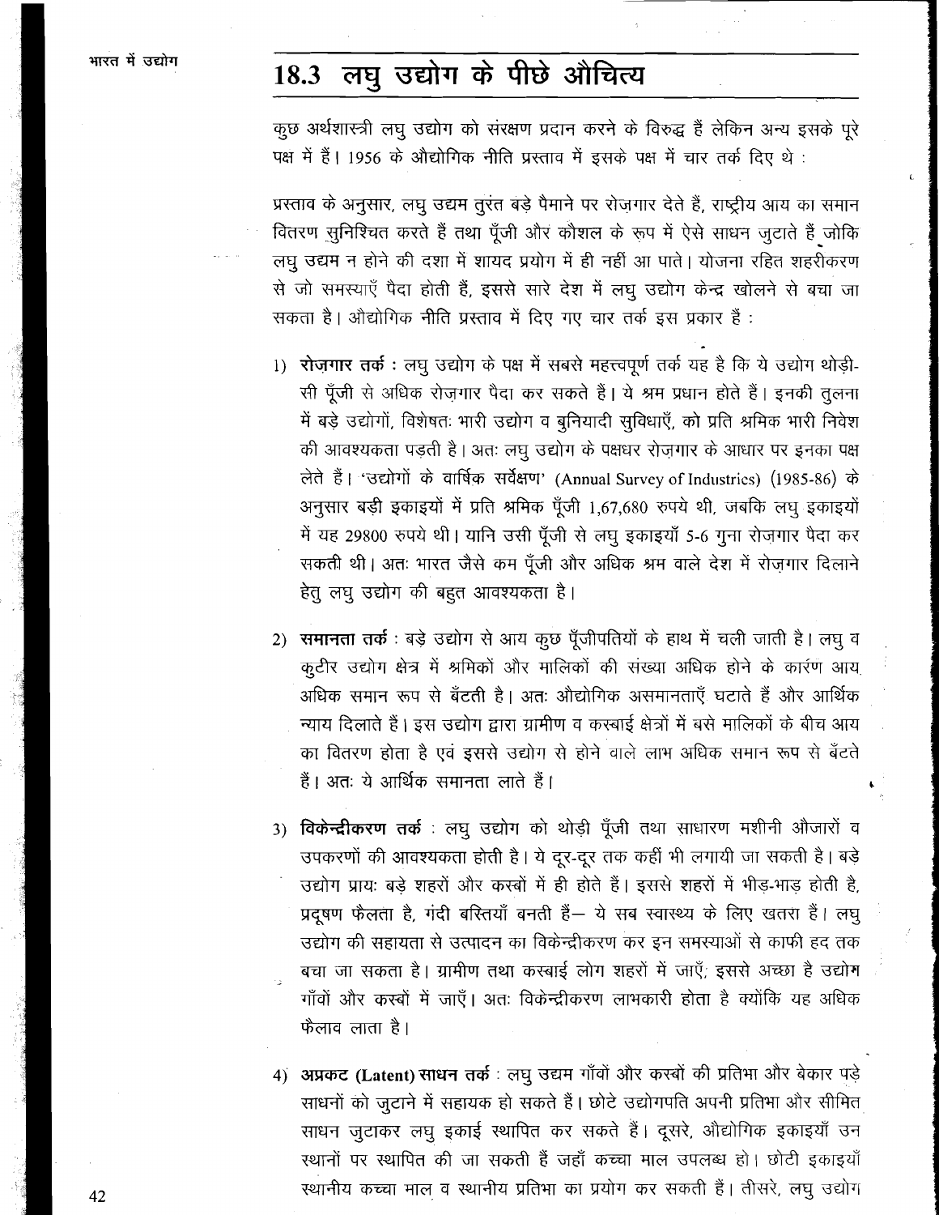## 18.3 लघु उद्योग के पीछे औचित्य

कुछ अर्थशास्त्री लघु उद्योग को संरक्षण प्रदान करने के विरुद्ध हैं लेकिन अन्य इसके पूरे पक्ष में हैं। 1956 के औद्योगिक नीति प्रस्ताव में इसके पक्ष में चार तर्क दिए थे :

प्रस्ताव के अनुसार, लघु उद्यम तुरंत बड़े पैमाने पर रोज़गार देते हैं, राष्ट्रीय आय का समान वितरण सुनिश्चित करते हैं तथा पूँजी और कौशल के रूप में ऐसे साधन जुटाते हैं जोकि लघु उद्यम न होने की दशा में शायद प्रयोग में ही नहीं आ पाते। योजना रहित शहरीकरण से जो समस्याएँ पैदा होती हैं, इससे सारे देश में लघु उद्योग केन्द्र खोलने से बचा जा सकता है। औद्योगिक नीति प्रस्ताव में दिए गए चार तर्क इस प्रकार हैं :

1) **रोज़गार तर्क :** लघु उद्योग के पक्ष में सबसे महत्त्वपूर्ण तर्क यह है कि ये उद्योग थोड़ी-सी पूँजी से अधिक रोज़गार पैदा कर सकते हैं। ये श्रम प्रधान होते हैं। इनकी तुलना में बड़े उद्योगों, विशेषतः भारी उद्योग व बुनियादी सुविधाएँ, को प्रति श्रमिक भारी निवेश की आवश्यकता पड़ती है। अतः लघु उद्योग के पक्षधर रोज़गार के आधार पर इनका पक्ष लेते हैं। 'उद्योगों के वार्षिक सर्वेक्षण' (Annual Survey of Industries) (1985-86) के अनुसार बड़ी इकाइयों में प्रति श्रमिक पूँजी 1,67,680 रुपये थी, जबकि लघु इकाइयों में यह 29800 रुपये थी। यानि उसी पूँजी से लघु इकाइयाँ 5-6 गुना रोज़गार पैदा कर सकती थी। अतः भारत जैसे कम पूँजी और अधिक श्रम वाले देश में रोज़गार दिलाने हेतु लघु उद्योग की बहुत आवश्यकता है।

2) **समानता तर्क :** बड़े उद्योग से आय कुछ पूँजीपतियों के हाथ में चली जाती है। लघु व कुटीर उद्योग क्षेत्र में श्रमिकों और मालिकों की संख्या अधिक होने के कारण आय अधिक समान रूप से बँटती है। अतः औद्योगिक असमानताएँ घटाते हैं और आर्थिक न्याय दिलाते हैं। इस उद्योग द्वारा ग्रामीण व कस्बाई क्षेत्रों में बसे मालिकों के बीच आय का वितरण होता है एवं इससे उद्योग से होने वाले लाभ अधिक समान रूप से बँटते हैं। अतः ये आर्थिक समानता लाते हैं।

3) **विकेन्द्रीकरण तर्क :** लघु उद्योग को थोड़ी पूँजी तथा साधारण मशीनी औजारों व उपकरणों की आवश्यकता होती है। ये दूर-दूर तक कहीं भी लगायी जा सकती है। बड़े उद्योग प्रायः बड़े शहरों और कस्बों में ही होते हैं। इससे शहरों में भीड़-भाड़ होती है, प्रदूषण फैलता है, गंदी बस्तियाँ बनती हैं— ये सब स्वास्थ्य के लिए खतरा हैं। लघु उद्योग की सहायता से उत्पादन का विकेन्द्रीकरण कर इन समस्याओं से काफी हद तक बचा जा सकता है। ग्रामीण तथा कस्बाई लोग शहरों में जाएँ; इससे अच्छा है उद्योग गाँवों और कस्बों में जाएँ। अतः विकेन्द्रीकरण लाभकारी होता है क्योंकि यह अधिक फैलाव लाता है।

4) **अप्रकट (Latent) साधन तर्क :** लघु उद्यम गाँवों और कस्बों की प्रतिभा और बेकार पड़े साधनों को जुटाने में सहायक हो सकते हैं। छोटे उद्योगपति अपनी प्रतिभा और सीमित साधन जुटाकर लघु इकाई स्थापित कर सकते हैं। दूसरे, औद्योगिक इकाइयाँ उन स्थानों पर स्थापित की जा सकती हैं जहाँ कच्चा माल उपलब्ध हो। छोटी इकाइयाँ स्थानीय कच्चा माल व स्थानीय प्रतिभा का प्रयोग कर सकती हैं। तीसरे, लघु उद्योग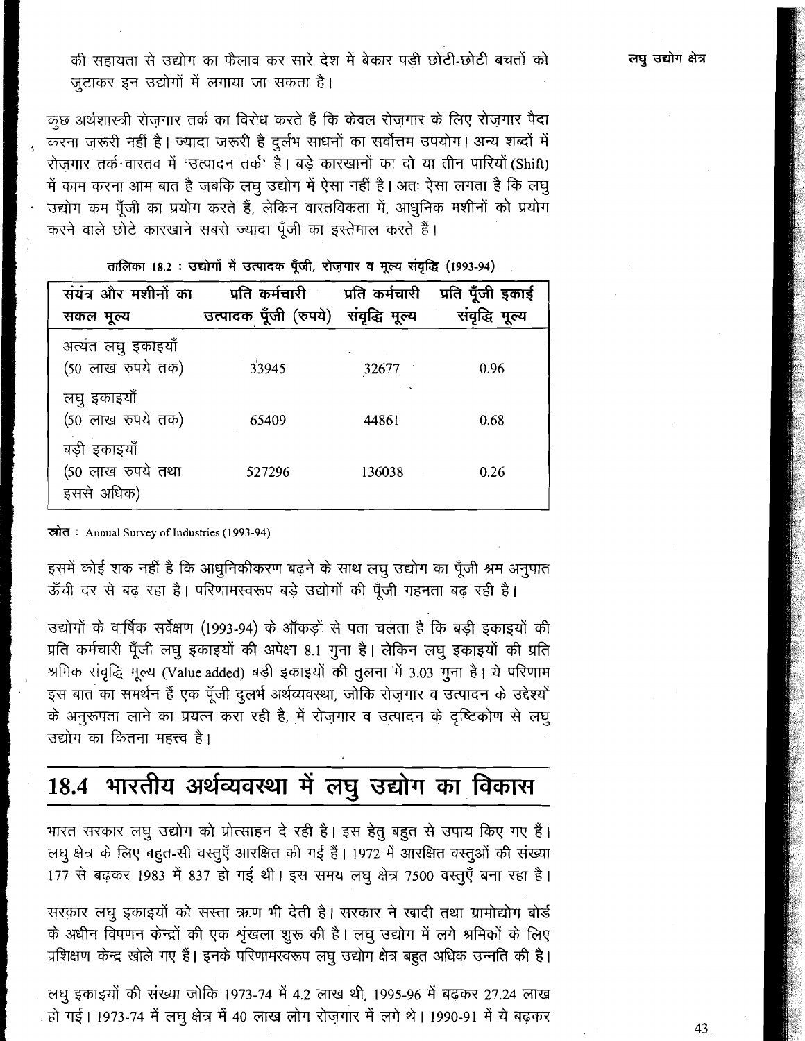की सहायता से उद्योग का फैलाव कर सारे देश में बेकार पड़ी छोटी-छोटी बचतों को जुटाकर इन उद्योगों में लगाया जा सकता है।

कुछ अर्थशास्त्री रोज़गार तर्क का विरोध करते हैं कि केवल रोज़गार के लिए रोज़गार पैदा करना ज़रूरी नहीं है। ज्यादा ज़रूरी है दुर्लभ साधनों का सर्वोत्तम उपयोग। अन्य शब्दों में रोज़गार तर्क वास्तव में 'उत्पादन तर्क' है। बड़े कारखानों का दो या तीन पारियों (Shift) में काम करना आम बात है जबकि लघु उद्योग में ऐसा नहीं है। अतः ऐसा लगता है कि लघु उद्योग कम पूँजी का प्रयोग करते हैं, लेकिन वास्तविकता में, आधुनिक मशीनों को प्रयोग करने वाले छोटे कारखाने सबसे ज्यादा पूँजी का इस्तेमाल करते हैं।

तालिका 18.2 : उद्योगों में उत्पादक पूँजी, रोज़गार व मूल्य संवृद्धि (1993-94)

| संयंत्र और मशीनों का सकल मूल्य | प्रति कर्मचारी उत्पादक पूँजी (रुपये) | प्रति कर्मचारी संवृद्धि मूल्य | प्रति पूँजी इकाई संवृद्धि मूल्य |
|---|---|---|---|
| अत्यंत लघु इकाइयाँ (50 लाख रुपये तक) | 33945 | 32677 | 0.96 |
| लघु इकाइयाँ (50 लाख रुपये तक) | 65409 | 44861 | 0.68 |
| बड़ी इकाइयाँ (50 लाख रुपये तथा इससे अधिक) | 527296 | 136038 | 0.26 |

स्रोत : Annual Survey of Industries (1993-94)

इसमें कोई शक नहीं है कि आधुनिकीकरण बढ़ने के साथ लघु उद्योग का पूँजी श्रम अनुपात ऊँची दर से बढ़ रहा है। परिणामस्वरूप बड़े उद्योगों की पूँजी गहनता बढ़ रही है।

उद्योगों के वार्षिक सर्वेक्षण (1993-94) के आँकड़ों से पता चलता है कि बड़ी इकाइयों की प्रति कर्मचारी पूँजी लघु इकाइयों की अपेक्षा 8.1 गुना है। लेकिन लघु इकाइयों की प्रति श्रमिक संवृद्धि मूल्य (Value added) बड़ी इकाइयों की तुलना में 3.03 गुना है। ये परिणाम इस बात का समर्थन हैं एक पूँजी दुलर्भ अर्थव्यवस्था, जोकि रोज़गार व उत्पादन के उद्देश्यों के अनुरूपता लाने का प्रयत्न करा रही है, में रोज़गार व उत्पादन के दृष्टिकोण से लघु उद्योग का कितना महत्त्व है।

## 18.4 भारतीय अर्थव्यवस्था में लघु उद्योग का विकास

भारत सरकार लघु उद्योग को प्रोत्साहन दे रही है। इस हेतु बहुत से उपाय किए गए हैं। लघु क्षेत्र के लिए बहुत-सी वस्तुएँ आरक्षित की गई हैं। 1972 में आरक्षित वस्तुओं की संख्या 177 से बढ़कर 1983 में 837 हो गई थी। इस समय लघु क्षेत्र 7500 वस्तुएँ बना रहा है।

सरकार लघु इकाइयों को सस्ता ऋण भी देती है। सरकार ने खादी तथा ग्रामोद्योग बोर्ड के अधीन विपणन केन्द्रों की एक श्रृंखला शुरू की है। लघु उद्योग में लगे श्रमिकों के लिए प्रशिक्षण केन्द्र खोले गए हैं। इनके परिणामस्वरूप लघु उद्योग क्षेत्र बहुत अधिक उन्नति की है।

लघु इकाइयों की संख्या जोकि 1973-74 में 4.2 लाख थी, 1995-96 में बढ़कर 27.24 लाख हो गई। 1973-74 में लघु क्षेत्र में 40 लाख लोग रोज़गार में लगे थे। 1990-91 में ये बढ़कर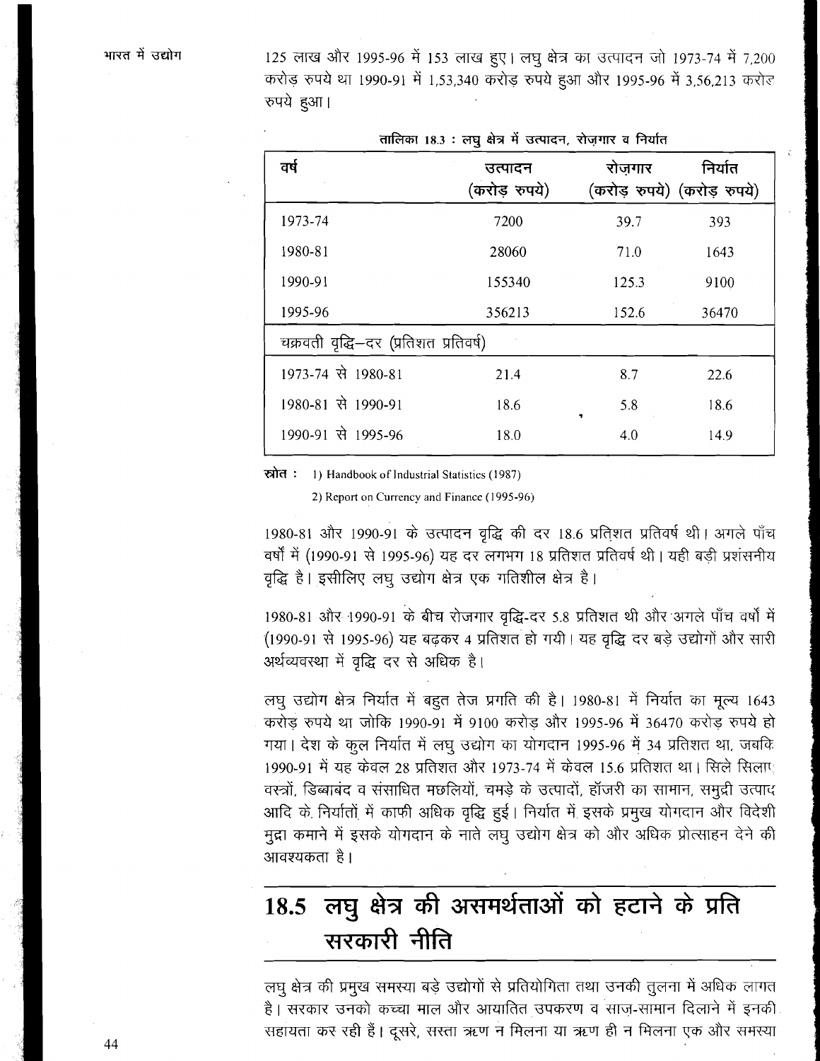125 लाख और 1995-96 में 153 लाख हुए। लघु क्षेत्र का उत्पादन जो 1973-74 में 7,200 करोड़ रुपये था 1990-91 में 1,53,340 करोड़ रुपये हुआ और 1995-96 में 3,56,213 करोड़ रुपये हुआ।

तालिका 18.3 : लघु क्षेत्र में उत्पादन, रोज़गार व निर्यात

| वर्ष | उत्पादन (करोड़ रुपये) | रोज़गार (करोड़ रुपये) | निर्यात (करोड़ रुपये) |
|---|---|---|---|
| 1973-74 | 7200 | 39.7 | 393 |
| 1980-81 | 28060 | 71.0 | 1643 |
| 1990-91 | 155340 | 125.3 | 9100 |
| 1995-96 | 356213 | 152.6 | 36470 |
| चक्रवती वृद्धि–दर (प्रतिशत प्रतिवर्ष) | | | |
| 1973-74 से 1980-81 | 21.4 | 8.7 | 22.6 |
| 1980-81 से 1990-91 | 18.6 | 5.8 | 18.6 |
| 1990-91 से 1995-96 | 18.0 | 4.0 | 14.9 |

स्रोत : 1) Handbook of Industrial Statistics (1987)

2) Report on Currency and Finance (1995-96)

1980-81 और 1990-91 के उत्पादन वृद्धि की दर 18.6 प्रतिशत प्रतिवर्ष थी। अगले पाँच वर्षों में (1990-91 से 1995-96) यह दर लगभग 18 प्रतिशत प्रतिवर्ष थी। यही बड़ी प्रशंसनीय वृद्धि है। इसीलिए लघु उद्योग क्षेत्र एक गतिशील क्षेत्र है।

1980-81 और 1990-91 के बीच रोजगार वृद्धि-दर 5.8 प्रतिशत थी और अगले पाँच वर्षों में (1990-91 से 1995-96) यह बढ़कर 4 प्रतिशत हो गयी। यह वृद्धि दर बड़े उद्योगों और सारी अर्थव्यवस्था में वृद्धि दर से अधिक है।

लघु उद्योग क्षेत्र निर्यात में बहुत तेज प्रगति की है। 1980-81 में निर्यात का मूल्य 1643 करोड़ रुपये था जोकि 1990-91 में 9100 करोड़ और 1995-96 में 36470 करोड़ रुपये हो गया। देश के कुल निर्यात में लघु उद्योग का योगदान 1995-96 में 34 प्रतिशत था, जबकि 1990-91 में यह केवल 28 प्रतिशत और 1973-74 में केवल 15.6 प्रतिशत था। सिले सिलाए वस्त्रों, डिब्बाबंद व संसाधित मछलियों, चमड़े के उत्पादों, हॉजरी का सामान, समुद्री उत्पाद आदि के निर्यातों में काफी अधिक वृद्धि हुई। निर्यात में इसके प्रमुख योगदान और विदेशी मुद्रा कमाने में इसके योगदान के नाते लघु उद्योग क्षेत्र को और अधिक प्रोत्साहन देने की आवश्यकता है।

## 18.5 लघु क्षेत्र की असमर्थताओं को हटाने के प्रति सरकारी नीति

लघु क्षेत्र की प्रमुख समस्या बड़े उद्योगों से प्रतियोगिता तथा उनकी तुलना में अधिक लागत है। सरकार उनको कच्चा माल और आयातित उपकरण व साज़-सामान दिलाने में इनकी सहायता कर रही हैं। दूसरे, सस्ता ऋण न मिलना या ऋण ही न मिलना एक और समस्या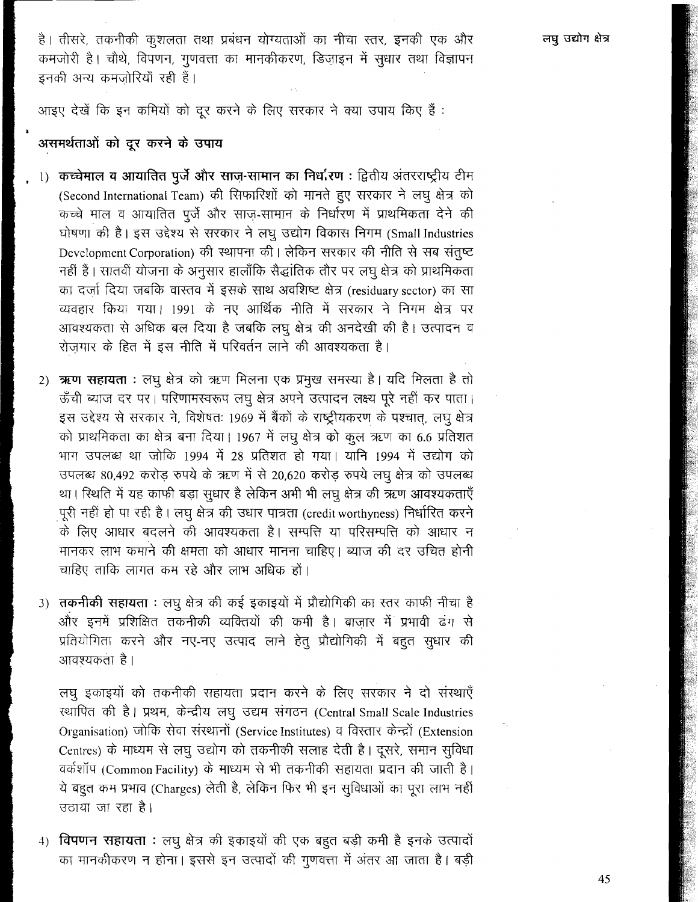है। तीसरे, तकनीकी कुशलता तथा प्रबंधन योग्यताओं का नीचा स्तर, इनकी एक और कमजोरी है। चौथे, विपणन, गुणवत्ता का मानकीकरण, डिज़ाइन में सुधार तथा विज्ञापन इनकी अन्य कमज़ोरियाँ रही हैं।

आइए देखें कि इन कमियों को दूर करने के लिए सरकार ने क्या उपाय किए हैं :

## असमर्थताओं को दूर करने के उपाय

1) **कच्चेमाल व आयातित पुर्जे और साज़-सामान का निर्धारण :** द्वितीय अंतरराष्ट्रीय टीम (Second International Team) की सिफारिशों को मानते हुए सरकार ने लघु क्षेत्र को कच्चे माल व आयातित पुर्जे और साज़-सामान के निर्धारण में प्राथमिकता देने की घोषणा की है। इस उद्देश्य से सरकार ने लघु उद्योग विकास निगम (Small Industries Development Corporation) की स्थापना की। लेकिन सरकार की नीति से सब संतुष्ट नहीं हैं। सातवीं योजना के अनुसार हालाँकि सैद्धांतिक तौर पर लघु क्षेत्र को प्राथमिकता का दर्ज़ा दिया जबकि वास्तव में इसके साथ अवशिष्ट क्षेत्र (residuary sector) का सा व्यवहार किया गया। 1991 के नए आर्थिक नीति में सरकार ने निगम क्षेत्र पर आवश्यकता से अधिक बल दिया है जबकि लघु क्षेत्र की अनदेखी की है। उत्पादन व रोज़गार के हित में इस नीति में परिवर्तन लाने की आवश्यकता है।

2) **ऋण सहायता :** लघु क्षेत्र को ऋण मिलना एक प्रमुख समस्या है। यदि मिलता है तो ऊँची ब्याज दर पर। परिणामस्वरूप लघु क्षेत्र अपने उत्पादन लक्ष्य पूरे नहीं कर पाता। इस उद्देश्य से सरकार ने, विशेषतः 1969 में बैंकों के राष्ट्रीयकरण के पश्चात्, लघु क्षेत्र को प्राथमिकता का क्षेत्र बना दिया। 1967 में लघु क्षेत्र को कुल ऋण का 6.6 प्रतिशत भाग उपलब्ध था जोकि 1994 में 28 प्रतिशत हो गया। यानि 1994 में उद्योग को उपलब्ध 80,492 करोड़ रुपये के ऋण में से 20,620 करोड़ रुपये लघु क्षेत्र को उपलब्ध था। स्थिति में यह काफी बड़ा सुधार है लेकिन अभी भी लघु क्षेत्र की ऋण आवश्यकताएँ पूरी नहीं हो पा रही है। लघु क्षेत्र की उधार पात्रता (credit worthyness) निर्धारित करने के लिए आधार बदलने की आवश्यकता है। सम्पत्ति या परिसम्पत्ति को आधार न मानकर लाभ कमाने की क्षमता को आधार मानना चाहिए। ब्याज की दर उचित होनी चाहिए ताकि लागत कम रहे और लाभ अधिक हों।

3) **तकनीकी सहायता :** लघु क्षेत्र की कई इकाइयों में प्रौद्योगिकी का स्तर काफी नीचा है और इनमें प्रशिक्षित तकनीकी व्यक्तियों की कमी है। बाज़ार में प्रभावी ढंग से प्रतियोगिता करने और नए-नए उत्पाद लाने हेतु प्रौद्योगिकी में बहुत सुधार की आवश्यकता है।

   लघु इकाइयों को तकनीकी सहायता प्रदान करने के लिए सरकार ने दो संस्थाएँ स्थापित की है। प्रथम, केन्द्रीय लघु उद्यम संगठन (Central Small Scale Industries Organisation) जोकि सेवा संस्थानों (Service Institutes) व विस्तार केन्द्रों (Extension Centres) के माध्यम से लघु उद्योग को तकनीकी सलाह देती है। दूसरे, समान सुविधा वर्कशॉप (Common Facility) के माध्यम से भी तकनीकी सहायता प्रदान की जाती है। ये बहुत कम प्रभाव (Charges) लेती है, लेकिन फिर भी इन सुविधाओं का पूरा लाभ नहीं उठाया जा रहा है।

4) **विपणन सहायता :** लघु क्षेत्र की इकाइयों की एक बहुत बड़ी कमी है इनके उत्पादों का मानकीकरण न होना। इससे इन उत्पादों की गुणवत्ता में अंतर आ जाता है। बड़ी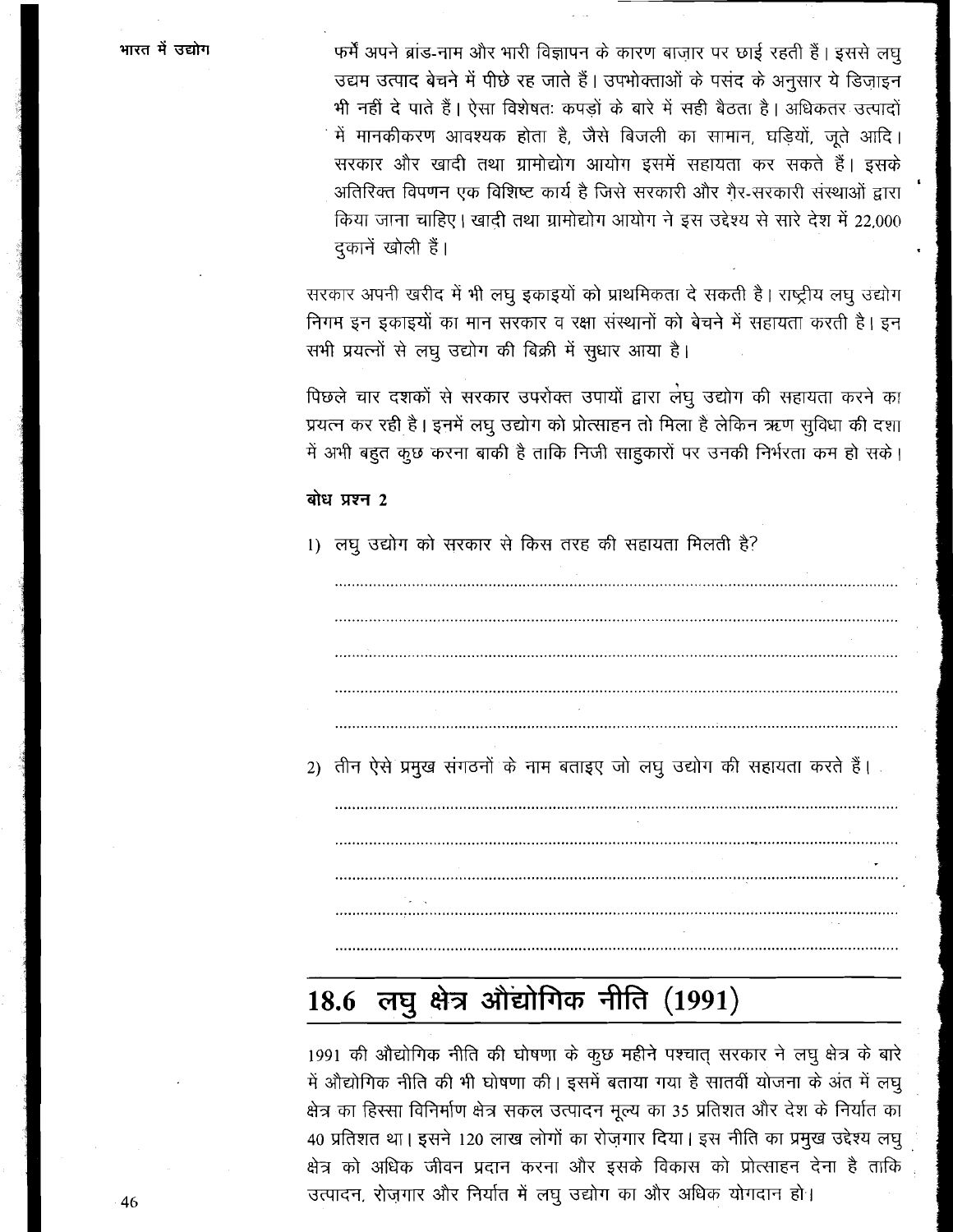फर्में अपने ब्रांड-नाम और भारी विज्ञापन के कारण बाज़ार पर छाई रहती हैं। इससे लघु उद्यम उत्पाद बेचने में पीछे रह जाते हैं। उपभोक्ताओं के पसंद के अनुसार ये डिज़ाइन भी नहीं दे पाते हैं। ऐसा विशेषतः कपड़ों के बारे में सही बैठता है। अधिकतर उत्पादों में मानकीकरण आवश्यक होता है, जैसे बिजली का सामान, घड़ियों, जूते आदि। सरकार और खादी तथा ग्रामोद्योग आयोग इसमें सहायता कर सकते हैं। इसके अतिरिक्त विपणन एक विशिष्ट कार्य है जिसे सरकारी और ग़ैर-सरकारी संस्थाओं द्वारा किया जाना चाहिए। खादी तथा ग्रामोद्योग आयोग ने इस उद्देश्य से सारे देश में 22,000 दुकानें खोली हैं।

सरकार अपनी खरीद में भी लघु इकाइयों को प्राथमिकता दे सकती है। राष्ट्रीय लघु उद्योग निगम इन इकाइयों का मान सरकार व रक्षा संस्थानों को बेचने में सहायता करती है। इन सभी प्रयत्नों से लघु उद्योग की बिक्री में सुधार आया है।

पिछले चार दशकों से सरकार उपरोक्त उपायों द्वारा लघु उद्योग की सहायता करने का प्रयत्न कर रही है। इनमें लघु उद्योग को प्रोत्साहन तो मिला है लेकिन ऋण सुविधा की दशा में अभी बहुत कुछ करना बाकी है ताकि निजी साहुकारों पर उनकी निर्भरता कम हो सके।

**बोध प्रश्न 2**

1) लघु उद्योग को सरकार से किस तरह की सहायता मिलती है?

......................................................................................................................

......................................................................................................................

......................................................................................................................

......................................................................................................................

......................................................................................................................

2) तीन ऐसे प्रमुख संगठनों के नाम बताइए जो लघु उद्योग की सहायता करते हैं।

......................................................................................................................

......................................................................................................................

......................................................................................................................

......................................................................................................................

......................................................................................................................

## 18.6 लघु क्षेत्र औद्योगिक नीति (1991)

1991 की औद्योगिक नीति की घोषणा के कुछ महीने पश्चात् सरकार ने लघु क्षेत्र के बारे में औद्योगिक नीति की भी घोषणा की। इसमें बताया गया है सातवीं योजना के अंत में लघु क्षेत्र का हिस्सा विनिर्माण क्षेत्र सकल उत्पादन मूल्य का 35 प्रतिशत और देश के निर्यात का 40 प्रतिशत था। इसने 120 लाख लोगों का रोज़गार दिया। इस नीति का प्रमुख उद्देश्य लघु क्षेत्र को अधिक जीवन प्रदान करना और इसके विकास को प्रोत्साहन देना है ताकि उत्पादन, रोज़गार और निर्यात में लघु उद्योग का और अधिक योगदान हो।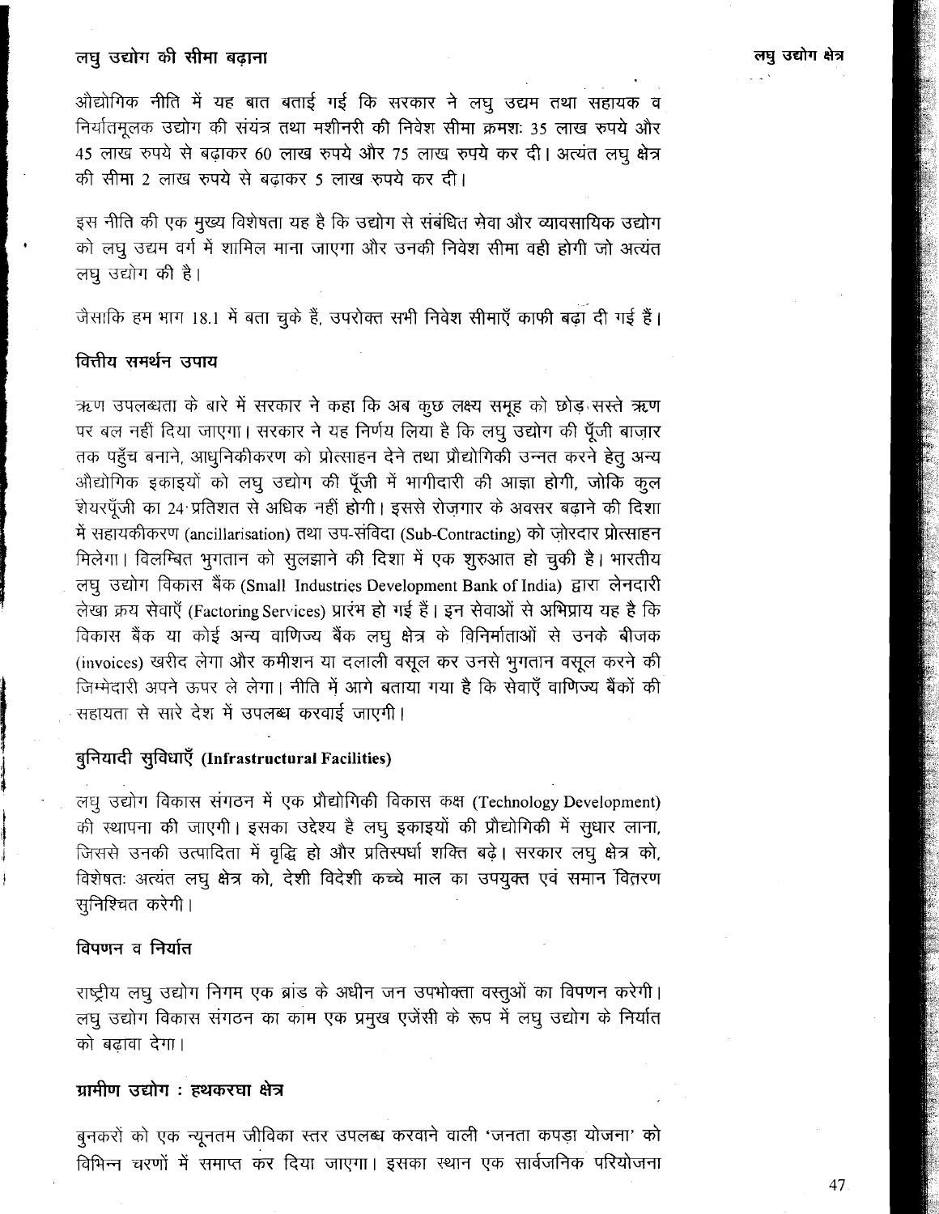## लघु उद्योग की सीमा बढ़ाना

औद्योगिक नीति में यह बात बताई गई कि सरकार ने लघु उद्यम तथा सहायक व निर्यातमूलक उद्योग की संयंत्र तथा मशीनरी की निवेश सीमा क्रमशः 35 लाख रुपये और 45 लाख रुपये से बढ़ाकर 60 लाख रुपये और 75 लाख रुपये कर दी। अत्यंत लघु क्षेत्र की सीमा 2 लाख रुपये से बढ़ाकर 5 लाख रुपये कर दी।

इस नीति की एक मुख्य विशेषता यह है कि उद्योग से संबंधित सेवा और व्यावसायिक उद्योग को लघु उद्यम वर्ग में शामिल माना जाएगा और उनकी निवेश सीमा वही होगी जो अत्यंत लघु उद्योग की है।

जैसाकि हम भाग 18.1 में बता चुके हैं, उपरोक्त सभी निवेश सीमाएँ काफी बढ़ा दी गई हैं।

## वित्तीय समर्थन उपाय

ऋण उपलब्धता के बारे में सरकार ने कहा कि अब कुछ लक्ष्य समूह को छोड़ सस्ते ऋण पर बल नहीं दिया जाएगा। सरकार ने यह निर्णय लिया है कि लघु उद्योग की पूँजी बाज़ार तक पहुँच बनाने, आधुनिकीकरण को प्रोत्साहन देने तथा प्रौद्योगिकी उन्नत करने हेतु अन्य औद्योगिक इकाइयों को लघु उद्योग की पूँजी में भागीदारी की आज्ञा होगी, जोकि कुल शेयरपूँजी का 24 प्रतिशत से अधिक नहीं होगी। इससे रोज़गार के अवसर बढ़ाने की दिशा में सहायकीकरण (ancillarisation) तथा उप-संविदा (Sub-Contracting) को ज़ोरदार प्रोत्साहन मिलेगा। विलम्बित भुगतान को सुलझाने की दिशा में एक शुरुआत हो चुकी है। भारतीय लघु उद्योग विकास बैंक (Small Industries Development Bank of India) द्वारा लेनदारी लेखा क्रय सेवाएँ (Factoring Services) प्रारंभ हो गई हैं। इन सेवाओं से अभिप्राय यह है कि विकास बैंक या कोई अन्य वाणिज्य बैंक लघु क्षेत्र के विनिर्माताओं से उनके बीजक (invoices) खरीद लेगा और कमीशन या दलाली वसूल कर उनसे भुगतान वसूल करने की जिम्मेदारी अपने ऊपर ले लेगा। नीति में आगे बताया गया है कि सेवाएँ वाणिज्य बैंकों की सहायता से सारे देश में उपलब्ध करवाई जाएगी।

## बुनियादी सुविधाएँ (Infrastructural Facilities)

लघु उद्योग विकास संगठन में एक प्रौद्योगिकी विकास कक्ष (Technology Development) की स्थापना की जाएगी। इसका उद्देश्य है लघु इकाइयों की प्रौद्योगिकी में सुधार लाना, जिससे उनकी उत्पादिता में वृद्धि हो और प्रतिस्पर्धा शक्ति बढ़े। सरकार लघु क्षेत्र को, विशेषतः अत्यंत लघु क्षेत्र को, देशी विदेशी कच्चे माल का उपयुक्त एवं समान वितरण सुनिश्चित करेगी।

## विपणन व निर्यात

राष्ट्रीय लघु उद्योग निगम एक ब्रांड के अधीन जन उपभोक्ता वस्तुओं का विपणन करेगी। लघु उद्योग विकास संगठन का काम एक प्रमुख एजेंसी के रूप में लघु उद्योग के निर्यात को बढ़ावा देगा।

## ग्रामीण उद्योग : हथकरघा क्षेत्र

बुनकरों को एक न्यूनतम जीविका स्तर उपलब्ध करवाने वाली 'जनता कपड़ा योजना' को विभिन्न चरणों में समाप्त कर दिया जाएगा। इसका स्थान एक सार्वजनिक परियोजना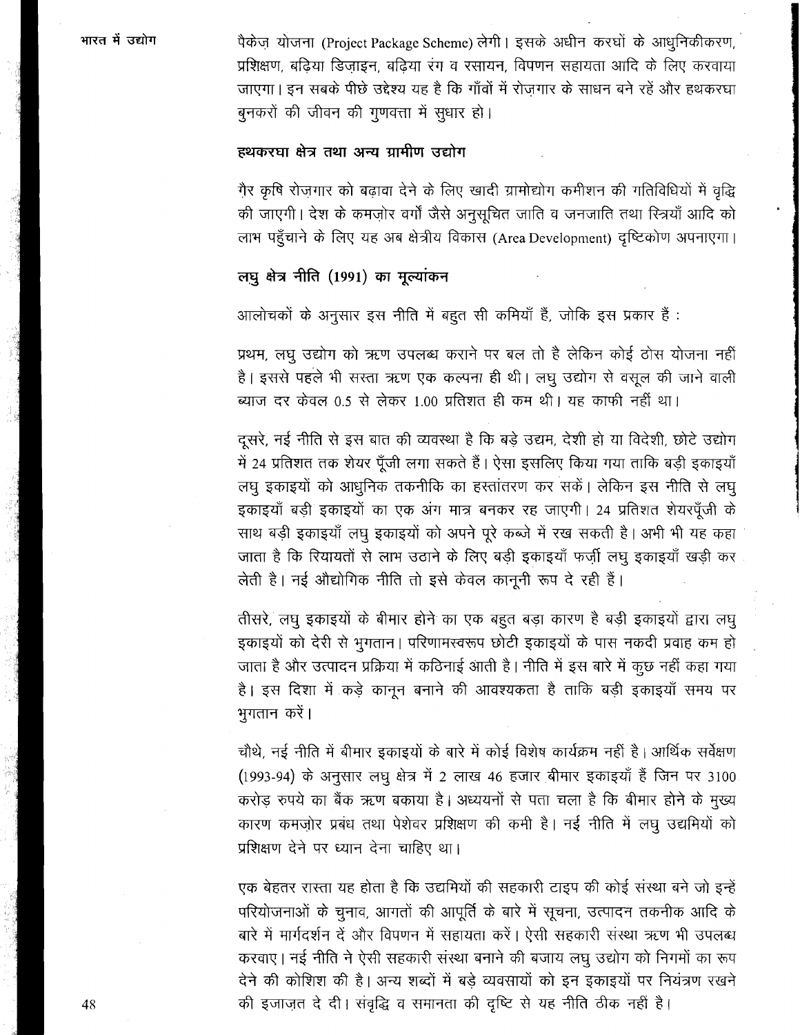पैकेज़ योजना (Project Package Scheme) लेगी। इसके अधीन करघों के आधुनिकीकरण, प्रशिक्षण, बढ़िया डिज़ाइन, बढ़िया रंग व रसायन, विपणन सहायता आदि के लिए करवाया जाएगा। इन सबके पीछे उद्देश्य यह है कि गाँवों में रोज़गार के साधन बने रहें और हथकरघा बुनकरों की जीवन की गुणवत्ता में सुधार हो।

### हथकरघा क्षेत्र तथा अन्य ग्रामीण उद्योग

ग़ैर कृषि रोज़गार को बढ़ावा देने के लिए खादी ग्रामोद्योग कमीशन की गतिविधियों में वृद्धि की जाएगी। देश के कमज़ोर वर्गों जैसे अनुसूचित जाति व जनजाति तथा स्त्रियाँ आदि को लाभ पहुँचाने के लिए यह अब क्षेत्रीय विकास (Area Development) दृष्टिकोण अपनाएगा।

### लघु क्षेत्र नीति (1991) का मूल्यांकन

आलोचकों के अनुसार इस नीति में बहुत सी कमियाँ हैं, जोकि इस प्रकार हैं :

प्रथम, लघु उद्योग को ऋण उपलब्ध कराने पर बल तो है लेकिन कोई ठोस योजना नहीं है। इससे पहले भी सस्ता ऋण एक कल्पना ही थी। लघु उद्योग से वसूल की जाने वाली ब्याज दर केवल 0.5 से लेकर 1.00 प्रतिशत ही कम थी। यह काफी नहीं था।

दूसरे, नई नीति से इस बात की व्यवस्था है कि बड़े उद्यम, देशी हो या विदेशी, छोटे उद्योग में 24 प्रतिशत तक शेयर पूँजी लगा सकते हैं। ऐसा इसलिए किया गया ताकि बड़ी इकाइयाँ लघु इकाइयों को आधुनिक तकनीकि का हस्तांतरण कर सकें। लेकिन इस नीति से लघु इकाइयाँ बड़ी इकाइयों का एक अंग मात्र बनकर रह जाएगी। 24 प्रतिशत शेयरपूँजी के साथ बड़ी इकाइयाँ लघु इकाइयों को अपने पूरे कब्जे में रख सकती है। अभी भी यह कहा जाता है कि रियायतों से लाभ उठाने के लिए बड़ी इकाइयाँ फर्ज़ी लघु इकाइयाँ खड़ी कर लेती है। नई औद्योगिक नीति तो इसे केवल कानूनी रूप दे रही हैं।

तीसरे, लघु इकाइयों के बीमार होने का एक बहुत बड़ा कारण है बड़ी इकाइयों द्वारा लघु इकाइयों को देरी से भुगतान। परिणामस्वरूप छोटी इकाइयों के पास नकदी प्रवाह कम हो जाता है और उत्पादन प्रक्रिया में कठिनाई आती है। नीति में इस बारे में कुछ नहीं कहा गया है। इस दिशा में कड़े कानून बनाने की आवश्यकता है ताकि बड़ी इकाइयाँ समय पर भुगतान करें।

चौथे, नई नीति में बीमार इकाइयों के बारे में कोई विशेष कार्यक्रम नहीं है। आर्थिक सर्वेक्षण (1993-94) के अनुसार लघु क्षेत्र में 2 लाख 46 हजार बीमार इकाइयाँ हैं जिन पर 3100 करोड़ रुपये का बैंक ऋण बकाया है। अध्ययनों से पता चला है कि बीमार होने के मुख्य कारण कमज़ोर प्रबंध तथा पेशेवर प्रशिक्षण की कमी है। नई नीति में लघु उद्यमियों को प्रशिक्षण देने पर ध्यान देना चाहिए था।

एक बेहतर रास्ता यह होता है कि उद्यमियों की सहकारी टाइप की कोई संस्था बने जो इन्हें परियोजनाओं के चुनाव, आगतों की आपूर्ति के बारे में सूचना, उत्पादन तकनीक आदि के बारे में मार्गदर्शन दें और विपणन में सहायता करें। ऐसी सहकारी संस्था ऋण भी उपलब्ध करवाए। नई नीति ने ऐसी सहकारी संस्था बनाने की बजाय लघु उद्योग को निगमों का रूप देने की कोशिश की है। अन्य शब्दों में बड़े व्यवसायों को इन इकाइयों पर नियंत्रण रखने की इजाज़त दे दी। संवृद्धि व समानता की दृष्टि से यह नीति ठीक नहीं है।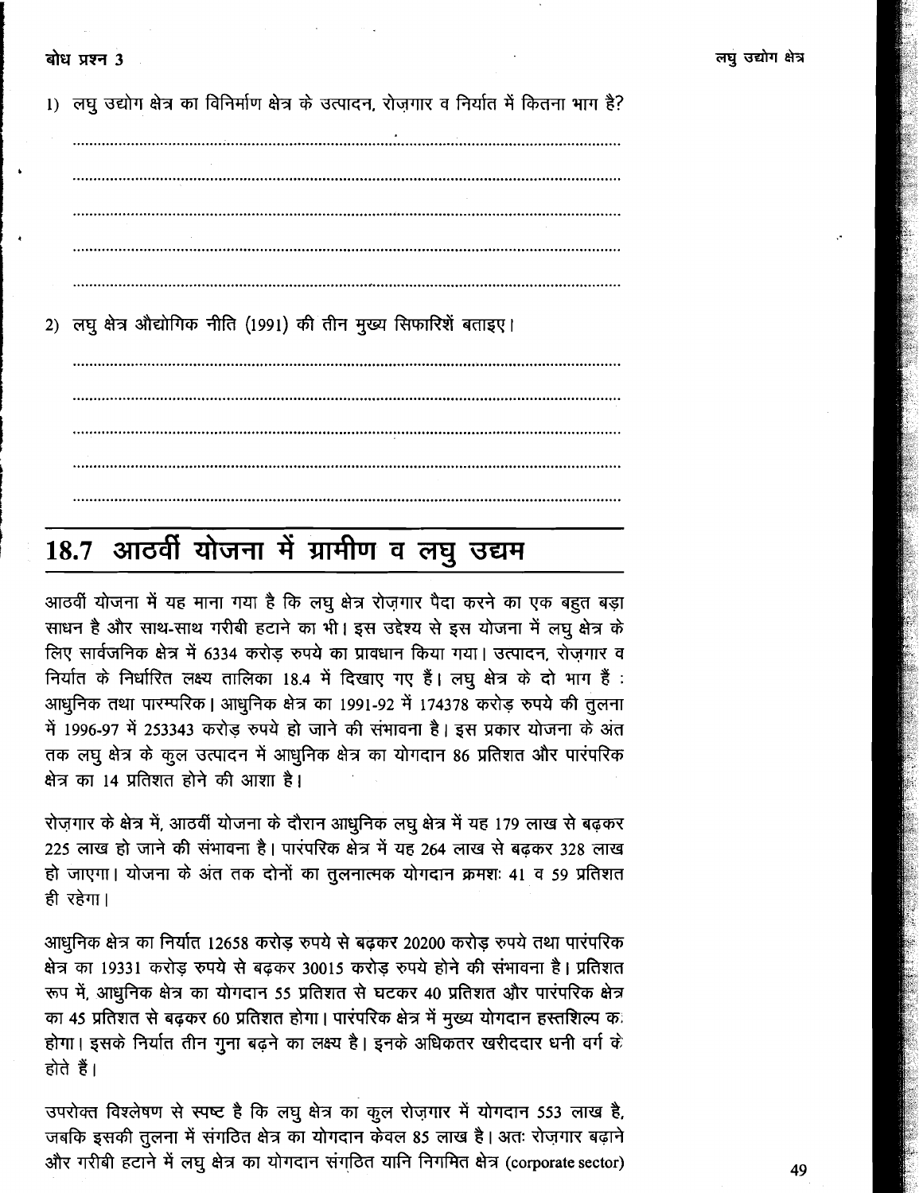**बोध प्रश्न 3**

1) लघु उद्योग क्षेत्र का विनिर्माण क्षेत्र के उत्पादन, रोज़गार व निर्यात में कितना भाग है?

..................................................................................................................

..................................................................................................................

..................................................................................................................

..................................................................................................................

..................................................................................................................

2) लघु क्षेत्र औद्योगिक नीति (1991) की तीन मुख्य सिफारिशें बताइए।

..................................................................................................................

..................................................................................................................

..................................................................................................................

..................................................................................................................

..................................................................................................................

## 18.7 आठवीं योजना में ग्रामीण व लघु उद्यम

आठवीं योजना में यह माना गया है कि लघु क्षेत्र रोज़गार पैदा करने का एक बहुत बड़ा साधन है और साथ-साथ गरीबी हटाने का भी। इस उद्देश्य से इस योजना में लघु क्षेत्र के लिए सार्वजनिक क्षेत्र में 6334 करोड़ रुपये का प्रावधान किया गया। उत्पादन, रोज़गार व निर्यात के निर्धारित लक्ष्य तालिका 18.4 में दिखाए गए हैं। लघु क्षेत्र के दो भाग हैं : आधुनिक तथा पारम्परिक। आधुनिक क्षेत्र का 1991-92 में 174378 करोड़ रुपये की तुलना में 1996-97 में 253343 करोड़ रुपये हो जाने की संभावना है। इस प्रकार योजना के अंत तक लघु क्षेत्र के कुल उत्पादन में आधुनिक क्षेत्र का योगदान 86 प्रतिशत और पारंपरिक क्षेत्र का 14 प्रतिशत होने की आशा है।

रोज़गार के क्षेत्र में, आठवीं योजना के दौरान आधुनिक लघु क्षेत्र में यह 179 लाख से बढ़कर 225 लाख हो जाने की संभावना है। पारंपरिक क्षेत्र में यह 264 लाख से बढ़कर 328 लाख हो जाएगा। योजना के अंत तक दोनों का तुलनात्मक योगदान क्रमशः 41 व 59 प्रतिशत ही रहेगा।

आधुनिक क्षेत्र का निर्यात 12658 करोड़ रुपये से बढ़कर 20200 करोड़ रुपये तथा पारंपरिक क्षेत्र का 19331 करोड़ रुपये से बढ़कर 30015 करोड़ रुपये होने की संभावना है। प्रतिशत रूप में, आधुनिक क्षेत्र का योगदान 55 प्रतिशत से घटकर 40 प्रतिशत और पारंपरिक क्षेत्र का 45 प्रतिशत से बढ़कर 60 प्रतिशत होगा। पारंपरिक क्षेत्र में मुख्य योगदान हस्तशिल्प का होगा। इसके निर्यात तीन गुना बढ़ने का लक्ष्य है। इनके अधिकतर खरीददार धनी वर्ग के होते हैं।

उपरोक्त विश्लेषण से स्पष्ट है कि लघु क्षेत्र का कुल रोज़गार में योगदान 553 लाख है, जबकि इसकी तुलना में संगठित क्षेत्र का योगदान केवल 85 लाख है। अतः रोज़गार बढ़ाने और गरीबी हटाने में लघु क्षेत्र का योगदान संगठित यानि निगमित क्षेत्र (corporate sector)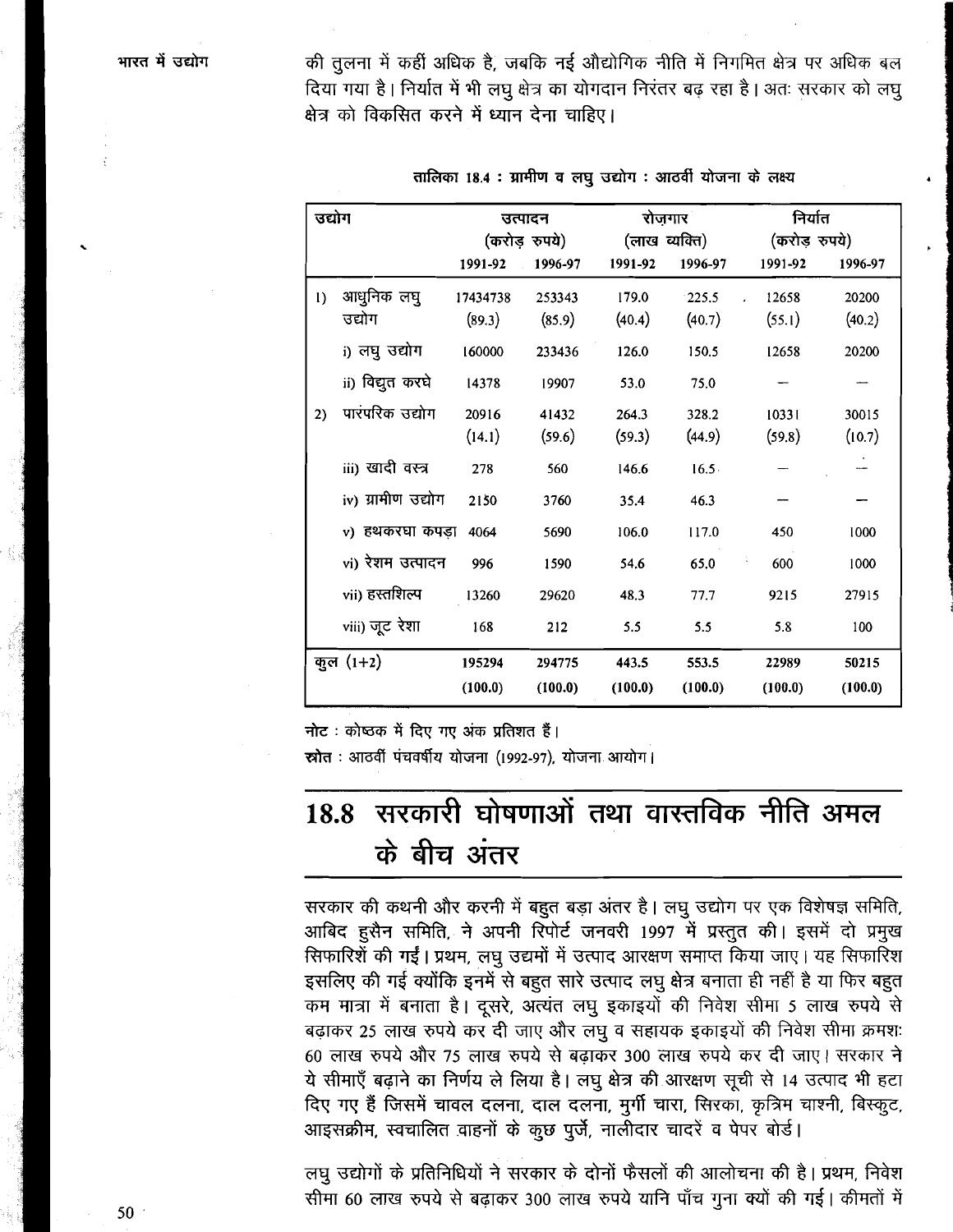की तुलना में कहीं अधिक है, जबकि नई औद्योगिक नीति में निगमित क्षेत्र पर अधिक बल दिया गया है। निर्यात में भी लघु क्षेत्र का योगदान निरंतर बढ़ रहा है। अतः सरकार को लघु क्षेत्र को विकसित करने में ध्यान देना चाहिए।

**तालिका 18.4 : ग्रामीण व लघु उद्योग : आठवीं योजना के लक्ष्य**

| उद्योग | उत्पादन (करोड़ रुपये) | | रोज़गार (लाख व्यक्ति) | | निर्यात (करोड़ रुपये) | |
|---|---|---|---|---|---|---|
| | 1991-92 | 1996-97 | 1991-92 | 1996-97 | 1991-92 | 1996-97 |
| 1) आधुनिक लघु उद्योग | 17434738 (89.3) | 253343 (85.9) | 179.0 (40.4) | 225.5 (40.7) | 12658 (55.1) | 20200 (40.2) |
| i) लघु उद्योग | 160000 | 233436 | 126.0 | 150.5 | 12658 | 20200 |
| ii) विद्युत करघे | 14378 | 19907 | 53.0 | 75.0 | — | — |
| 2) पारंपरिक उद्योग | 20916 (14.1) | 41432 (59.6) | 264.3 (59.3) | 328.2 (44.9) | 10331 (59.8) | 30015 (10.7) |
| iii) खादी वस्त्र | 278 | 560 | 146.6 | 16.5 | — | — |
| iv) ग्रामीण उद्योग | 2150 | 3760 | 35.4 | 46.3 | — | — |
| v) हथकरघा कपड़ा | 4064 | 5690 | 106.0 | 117.0 | 450 | 1000 |
| vi) रेशम उत्पादन | 996 | 1590 | 54.6 | 65.0 | 600 | 1000 |
| vii) हस्तशिल्प | 13260 | 29620 | 48.3 | 77.7 | 9215 | 27915 |
| viii) जूट रेशा | 168 | 212 | 5.5 | 5.5 | 5.8 | 100 |
| कुल (1+2) | **195294 (100.0)** | **294775 (100.0)** | **443.5 (100.0)** | **553.5 (100.0)** | **22989 (100.0)** | **50215 (100.0)** |

**नोट** : कोष्ठक में दिए गए अंक प्रतिशत हैं।
**स्रोत** : आठवीं पंचवर्षीय योजना (1992-97), योजना आयोग।

## 18.8 सरकारी घोषणाओं तथा वास्तविक नीति अमल के बीच अंतर

सरकार की कथनी और करनी में बहुत बड़ा अंतर है। लघु उद्योग पर एक विशेषज्ञ समिति, आबिद हुसैन समिति, ने अपनी रिपोर्ट जनवरी 1997 में प्रस्तुत की। इसमें दो प्रमुख सिफारिशें की गईं। प्रथम, लघु उद्यमों में उत्पाद आरक्षण समाप्त किया जाए। यह सिफारिश इसलिए की गई क्योंकि इनमें से बहुत सारे उत्पाद लघु क्षेत्र बनाता ही नहीं है या फिर बहुत कम मात्रा में बनाता है। दूसरे, अत्यंत लघु इकाइयों की निवेश सीमा 5 लाख रुपये से बढ़ाकर 25 लाख रुपये कर दी जाए और लघु व सहायक इकाइयों की निवेश सीमा क्रमशः 60 लाख रुपये और 75 लाख रुपये से बढ़ाकर 300 लाख रुपये कर दी जाए। सरकार ने ये सीमाएँ बढ़ाने का निर्णय ले लिया है। लघु क्षेत्र की आरक्षण सूची से 14 उत्पाद भी हटा दिए गए हैं जिसमें चावल दलना, दाल दलना, मुर्गी चारा, सिरका, कृत्रिम चाश्नी, बिस्कुट, आइसक्रीम, स्वचालित वाहनों के कुछ पुर्जे, नालीदार चादरें व पेपर बोर्ड।

लघु उद्योगों के प्रतिनिधियों ने सरकार के दोनों फैसलों की आलोचना की है। प्रथम, निवेश सीमा 60 लाख रुपये से बढ़ाकर 300 लाख रुपये यानि पाँच गुना क्यों की गई। कीमतों में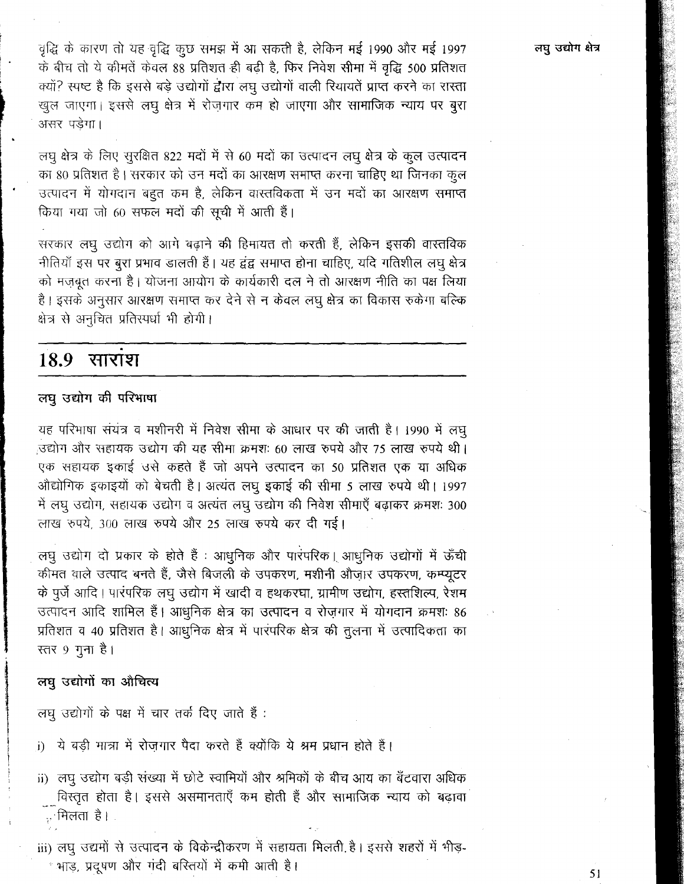वृद्धि के कारण तो यह वृद्धि कुछ समझ में आ सकती है, लेकिन मई 1990 और मई 1997 के बीच तो ये कीमतें केवल 88 प्रतिशत ही बढ़ी है, फिर निवेश सीमा में वृद्धि 500 प्रतिशत क्यों? स्पष्ट है कि इससे बड़े उद्योगों द्वारा लघु उद्योगों वाली रियायतें प्राप्त करने का रास्ता खुल जाएगा। इससे लघु क्षेत्र में रोज़गार कम हो जाएगा और सामाजिक न्याय पर बुरा असर पड़ेगा।

लघु क्षेत्र के लिए सुरक्षित 822 मदों में से 60 मदों का उत्पादन लघु क्षेत्र के कुल उत्पादन का 80 प्रतिशत है। सरकार को उन मदों का आरक्षण समाप्त करना चाहिए था जिनका कुल उत्पादन में योगदान बहुत कम है, लेकिन वास्तविकता में उन मदों का आरक्षण समाप्त किया गया जो 60 सफल मदों की सूची में आती हैं।

सरकार लघु उद्योग को आगे बढ़ाने की हिमायत तो करती हैं, लेकिन इसकी वास्तविक नीतियाँ इस पर बुरा प्रभाव डालती हैं। यह द्वंद्व समाप्त होना चाहिए, यदि गतिशील लघु क्षेत्र को मज़बूत करना है। योजना आयोग के कार्यकारी दल ने तो आरक्षण नीति का पक्ष लिया है। इसके अनुसार आरक्षण समाप्त कर देने से न केवल लघु क्षेत्र का विकास रुकेगा बल्कि क्षेत्र से अनुचित प्रतिस्पर्धा भी होगी।

## 18.9 सारांश

### लघु उद्योग की परिभाषा

यह परिभाषा संयंत्र व मशीनरी में निवेश सीमा के आधार पर की जाती है। 1990 में लघु उद्योग और सहायक उद्योग की यह सीमा क्रमशः 60 लाख रुपये और 75 लाख रुपये थी। एक सहायक इकाई उसे कहते हैं जो अपने उत्पादन का 50 प्रतिशत एक या अधिक औद्योगिक इकाइयों को बेचती है। अत्यंत लघु इकाई की सीमा 5 लाख रुपये थी। 1997 में लघु उद्योग, सहायक उद्योग व अत्यंत लघु उद्योग की निवेश सीमाएँ बढ़ाकर क्रमशः 300 लाख रुपये, 300 लाख रुपये और 25 लाख रुपये कर दी गई।

लघु उद्योग दो प्रकार के होते हैं : आधुनिक और पारंपरिक। आधुनिक उद्योगों में ऊँची कीमत वाले उत्पाद बनते हैं, जैसे बिजली के उपकरण, मशीनी औज़ार उपकरण, कम्प्यूटर के पुर्जे आदि। पारंपरिक लघु उद्योग में खादी व हथकरघा, ग्रामीण उद्योग, हस्तशिल्प, रेशम उत्पादन आदि शामिल हैं। आधुनिक क्षेत्र का उत्पादन व रोज़गार में योगदान क्रमशः 86 प्रतिशत व 40 प्रतिशत है। आधुनिक क्षेत्र में पारंपरिक क्षेत्र की तुलना में उत्पादिकता का स्तर 9 गुना है।

### लघु उद्योगों का औचित्य

लघु उद्योगों के पक्ष में चार तर्क दिए जाते हैं :

i) ये बड़ी मात्रा में रोज़गार पैदा करते हैं क्योंकि ये श्रम प्रधान होते हैं।

ii) लघु उद्योग बड़ी संख्या में छोटे स्वामियों और श्रमिकों के बीच आय का बँटवारा अधिक विस्तृत होता है। इससे असमानताएँ कम होती हैं और सामाजिक न्याय को बढ़ावा मिलता है।

iii) लघु उद्यमों से उत्पादन के विकेन्द्रीकरण में सहायता मिलती है। इससे शहरों में भीड़-भाड़, प्रदूषण और गंदी बस्तियों में कमी आती है।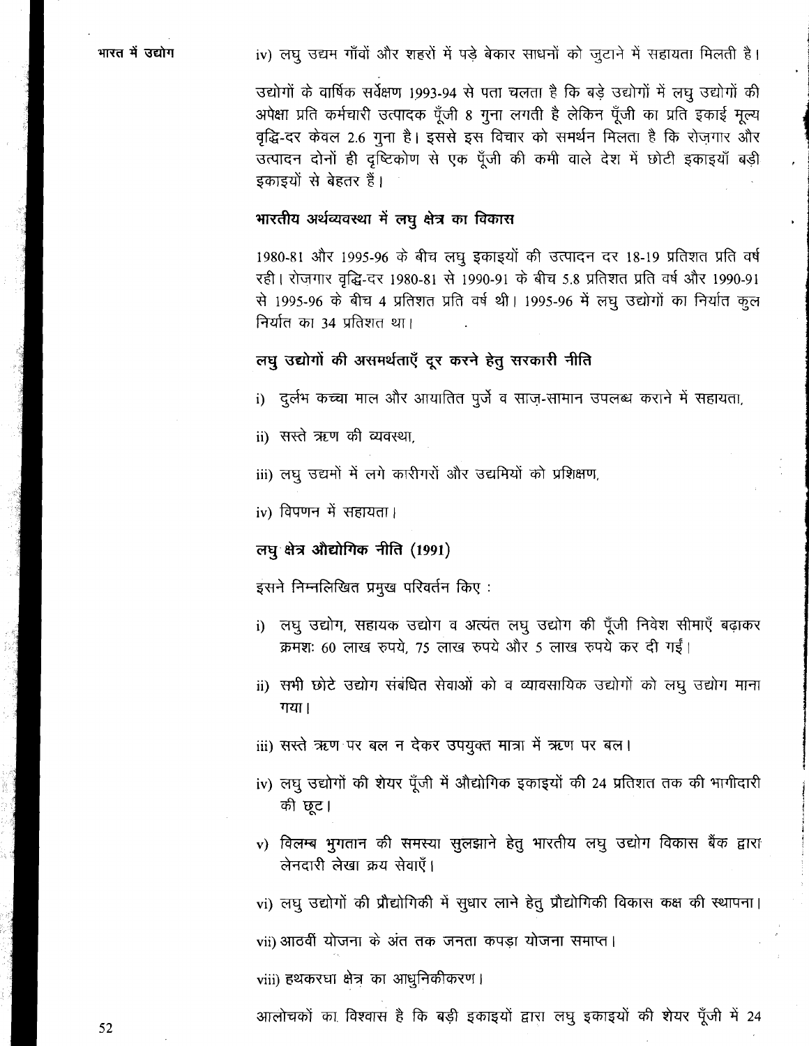iv) लघु उद्यम गाँवों और शहरों में पड़े बेकार साधनों को जुटाने में सहायता मिलती है।

उद्योगों के वार्षिक सर्वेक्षण 1993-94 से पता चलता है कि बड़े उद्योगों में लघु उद्योगों की अपेक्षा प्रति कर्मचारी उत्पादक पूँजी 8 गुना लगती है लेकिन पूँजी का प्रति इकाई मूल्य वृद्धि-दर केवल 2.6 गुना है। इससे इस विचार को समर्थन मिलता है कि रोज़गार और उत्पादन दोनों ही दृष्टिकोण से एक पूँजी की कमी वाले देश में छोटी इकाइयाँ बड़ी इकाइयों से बेहतर हैं।

### भारतीय अर्थव्यवस्था में लघु क्षेत्र का विकास

1980-81 और 1995-96 के बीच लघु इकाइयों की उत्पादन दर 18-19 प्रतिशत प्रति वर्ष रही। रोज़गार वृद्धि-दर 1980-81 से 1990-91 के बीच 5.8 प्रतिशत प्रति वर्ष और 1990-91 से 1995-96 के बीच 4 प्रतिशत प्रति वर्ष थी। 1995-96 में लघु उद्योगों का निर्यात कुल निर्यात का 34 प्रतिशत था।

### लघु उद्योगों की असमर्थताएँ दूर करने हेतु सरकारी नीति

i) दुर्लभ कच्चा माल और आयातित पुर्जे व साज़-सामान उपलब्ध कराने में सहायता,

ii) सस्ते ऋण की व्यवस्था,

iii) लघु उद्यमों में लगे कारीगरों और उद्यमियों को प्रशिक्षण,

iv) विपणन में सहायता।

### लघु क्षेत्र औद्योगिक नीति (1991)

इसने निम्नलिखित प्रमुख परिवर्तन किए :

i) लघु उद्योग, सहायक उद्योग व अत्यंत लघु उद्योग की पूँजी निवेश सीमाएँ बढ़ाकर क्रमशः 60 लाख रुपये, 75 लाख रुपये और 5 लाख रुपये कर दी गईं।

ii) सभी छोटे उद्योग संबंधित सेवाओं को व व्यावसायिक उद्योगों को लघु उद्योग माना गया।

iii) सस्ते ऋण पर बल न देकर उपयुक्त मात्रा में ऋण पर बल।

iv) लघु उद्योगों की शेयर पूँजी में औद्योगिक इकाइयों की 24 प्रतिशत तक की भागीदारी की छूट।

v) विलम्ब भुगतान की समस्या सुलझाने हेतु भारतीय लघु उद्योग विकास बैंक द्वारा लेनदारी लेखा क्रय सेवाएँ।

vi) लघु उद्योगों की प्रौद्योगिकी में सुधार लाने हेतु प्रौद्योगिकी विकास कक्ष की स्थापना।

vii) आठवीं योजना के अंत तक जनता कपड़ा योजना समाप्त।

viii) हथकरघा क्षेत्र का आधुनिकीकरण।

आलोचकों का विश्वास है कि बड़ी इकाइयों द्वारा लघु इकाइयों की शेयर पूँजी में 24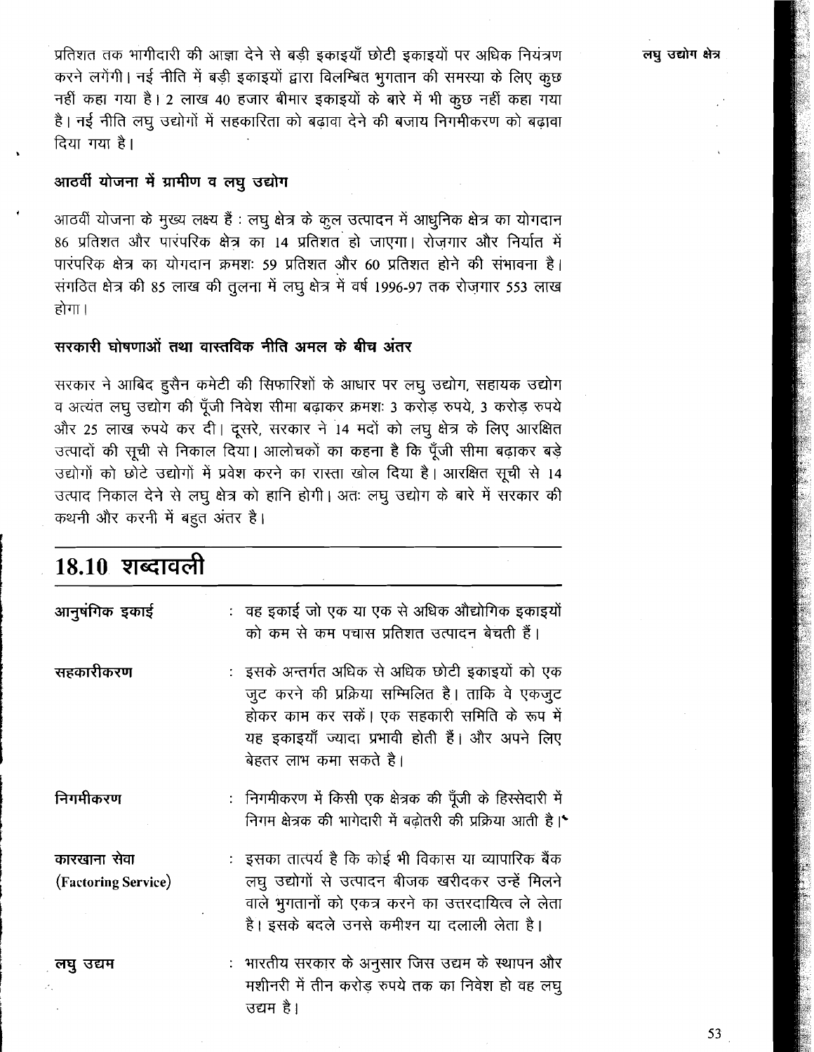प्रतिशत तक भागीदारी की आज्ञा देने से बड़ी इकाइयाँ छोटी इकाइयों पर अधिक नियंत्रण करने लगेंगी। नई नीति में बड़ी इकाइयों द्वारा विलम्बित भुगतान की समस्या के लिए कुछ नहीं कहा गया है। 2 लाख 40 हजार बीमार इकाइयों के बारे में भी कुछ नहीं कहा गया है। नई नीति लघु उद्योगों में सहकारिता को बढ़ावा देने की बजाय निगमीकरण को बढ़ावा दिया गया है।

### आठवीं योजना में ग्रामीण व लघु उद्योग

आठवीं योजना के मुख्य लक्ष्य हैं : लघु क्षेत्र के कुल उत्पादन में आधुनिक क्षेत्र का योगदान 86 प्रतिशत और पारंपरिक क्षेत्र का 14 प्रतिशत हो जाएगा। रोज़गार और निर्यात में पारंपरिक क्षेत्र का योगदान क्रमशः 59 प्रतिशत और 60 प्रतिशत होने की संभावना है। संगठित क्षेत्र की 85 लाख की तुलना में लघु क्षेत्र में वर्ष 1996-97 तक रोज़गार 553 लाख होगा।

### सरकारी घोषणाओं तथा वास्तविक नीति अमल के बीच अंतर

सरकार ने आबिद हुसैन कमेटी की सिफारिशों के आधार पर लघु उद्योग, सहायक उद्योग व अत्यंत लघु उद्योग की पूँजी निवेश सीमा बढ़ाकर क्रमशः 3 करोड़ रुपये, 3 करोड़ रुपये और 25 लाख रुपये कर दी। दूसरे, सरकार ने 14 मदों को लघु क्षेत्र के लिए आरक्षित उत्पादों की सूची से निकाल दिया। आलोचकों का कहना है कि पूँजी सीमा बढ़ाकर बड़े उद्योगों को छोटे उद्योगों में प्रवेश करने का रास्ता खोल दिया है। आरक्षित सूची से 14 उत्पाद निकाल देने से लघु क्षेत्र को हानि होगी। अतः लघु उद्योग के बारे में सरकार की कथनी और करनी में बहुत अंतर है।

## 18.10 शब्दावली

**आनुषंगिक इकाई** : वह इकाई जो एक या एक से अधिक औद्योगिक इकाइयों को कम से कम पचास प्रतिशत उत्पादन बेचती हैं।

**सहकारीकरण** : इसके अन्तर्गत अधिक से अधिक छोटी इकाइयों को एक जुट करने की प्रक्रिया सम्मिलित है। ताकि वे एकजुट होकर काम कर सकें। एक सहकारी समिति के रूप में यह इकाइयाँ ज्यादा प्रभावी होती हैं। और अपने लिए बेहतर लाभ कमा सकते है।

**निगमीकरण** : निगमीकरण में किसी एक क्षेत्रक की पूँजी के हिस्सेदारी में निगम क्षेत्रक की भागेदारी में बढ़ोतरी की प्रक्रिया आती है।

**कारखाना सेवा (Factoring Service)** : इसका तात्पर्य है कि कोई भी विकास या व्यापारिक बैंक लघु उद्योगों से उत्पादन बीजक खरीदकर उन्हें मिलने वाले भुगतानों को एकत्र करने का उत्तरदायित्व ले लेता है। इसके बदले उनसे कमीशन या दलाली लेता है।

**लघु उद्यम** : भारतीय सरकार के अनुसार जिस उद्यम के स्थापन और मशीनरी में तीन करोड़ रुपये तक का निवेश हो वह लघु उद्यम है।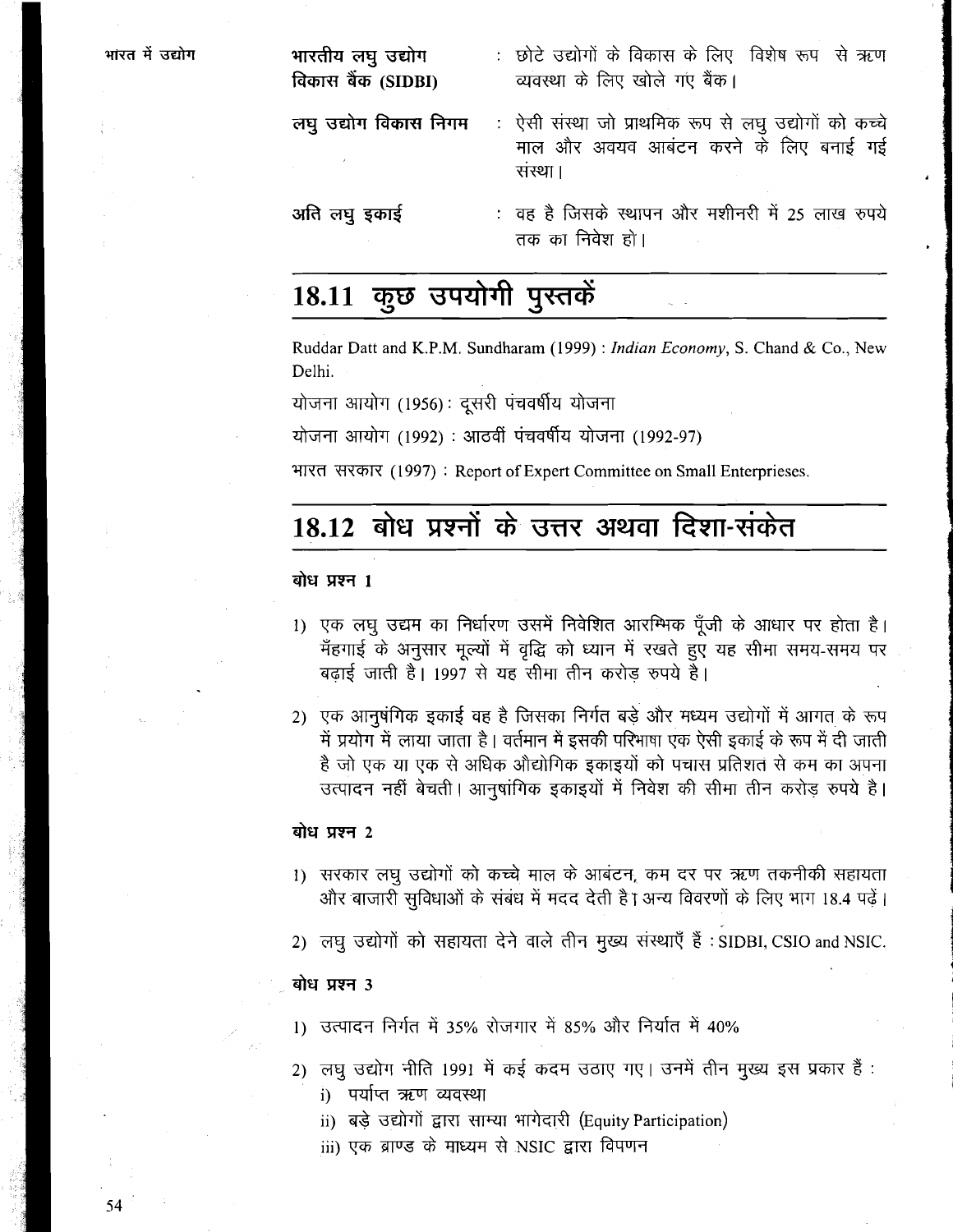| | |
|---|---|
| **भारतीय लघु उद्योग विकास बैंक (SIDBI)** | : छोटे उद्योगों के विकास के लिए विशेष रूप से ऋण व्यवस्था के लिए खोले गए बैंक। |
| **लघु उद्योग विकास निगम** | : ऐसी संस्था जो प्राथमिक रूप से लघु उद्योगों को कच्चे माल और अवयव आबंटन करने के लिए बनाई गई संस्था। |
| **अति लघु इकाई** | : वह है जिसके स्थापन और मशीनरी में 25 लाख रुपये तक का निवेश हो। |

## 18.11 कुछ उपयोगी पुस्तकें

Ruddar Datt and K.P.M. Sundharam (1999) : *Indian Economy*, S. Chand & Co., New Delhi.

योजना आयोग (1956) : दूसरी पंचवर्षीय योजना

योजना आयोग (1992) : आठवीं पंचवर्षीय योजना (1992-97)

भारत सरकार (1997) : Report of Expert Committee on Small Enterprieses.

## 18.12 बोध प्रश्नों के उत्तर अथवा दिशा-संकेत

### बोध प्रश्न 1

1) एक लघु उद्यम का निर्धारण उसमें निवेशित आरम्भिक पूँजी के आधार पर होता है। मँहगाई के अनुसार मूल्यों में वृद्धि को ध्यान में रखते हुए यह सीमा समय-समय पर बढ़ाई जाती है। 1997 से यह सीमा तीन करोड़ रुपये है।

2) एक आनुषंगिक इकाई वह है जिसका निर्गत बड़े और मध्यम उद्योगों में आगत के रूप में प्रयोग में लाया जाता है। वर्तमान में इसकी परिभाषा एक ऐसी इकाई के रूप में दी जाती है जो एक या एक से अधिक औद्योगिक इकाइयों को पचास प्रतिशत से कम का अपना उत्पादन नहीं बेचती। आनुषांगिक इकाइयों में निवेश की सीमा तीन करोड़ रुपये है।

### बोध प्रश्न 2

1) सरकार लघु उद्योगों को कच्चे माल के आबंटन, कम दर पर ऋण तकनीकी सहायता और बाजारी सुविधाओं के संबंध में मदद देती है। अन्य विवरणों के लिए भाग 18.4 पढ़ें।

2) लघु उद्योगों को सहायता देने वाले तीन मुख्य संस्थाएँ हैं : SIDBI, CSIO and NSIC.

### बोध प्रश्न 3

1) उत्पादन निर्गत में 35% रोजगार में 85% और निर्यात में 40%

2) लघु उद्योग नीति 1991 में कई कदम उठाए गए। उनमें तीन मुख्य इस प्रकार हैं :
   i) पर्याप्त ऋण व्यवस्था
   ii) बड़े उद्योगों द्वारा साम्या भागेदारी (Equity Participation)
   iii) एक ब्राण्ड के माध्यम से NSIC द्वारा विपणन